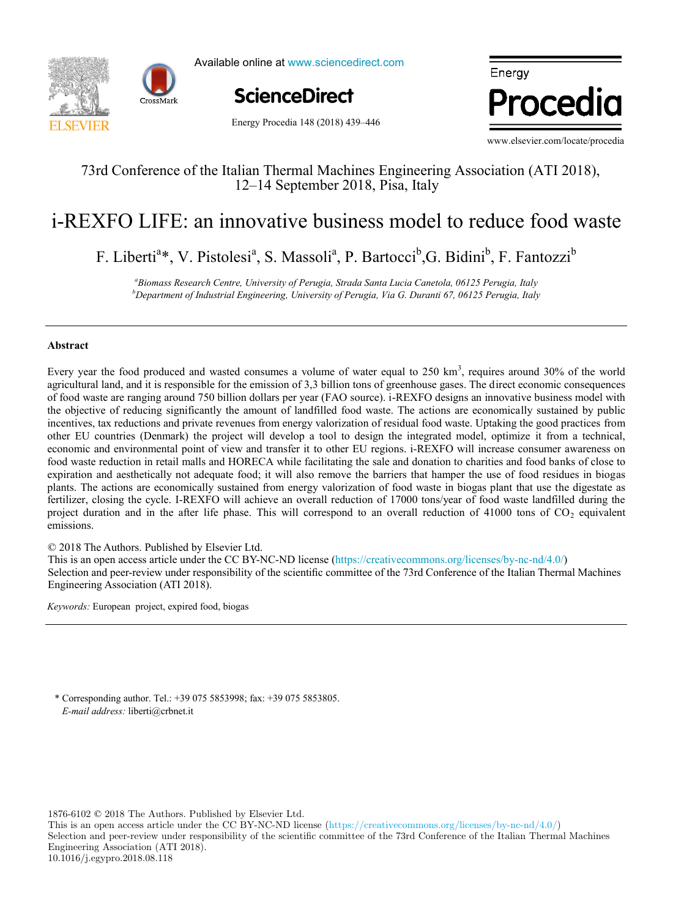73rd Conference of the Italian Thermal Machines Engineering Association (ATI 2018), 12–14 September 2018, Pisa, Italy

# i-REXFO LIFE: an innovative business model to reduce food waste

F. Liberti[a]*, V. Pistolesi[a], S. Massoli[a], P. Bartocci[b], G. Bidini[b], F. Fantozzi[b]

[a]*Biomass Research Centre, University of Perugia, Strada Santa Lucia Canetola, 06125 Perugia, Italy*
[b]*Department of Industrial Engineering, University of Perugia, Via G. Duranti 67, 06125 Perugia, Italy*

## Abstract

Every year the food produced and wasted consumes a volume of water equal to 250 km$^3$, requires around 30% of the world agricultural land, and it is responsible for the emission of 3,3 billion tons of greenhouse gases. The direct economic consequences of food waste are ranging around 750 billion dollars per year (FAO source). i-REXFO designs an innovative business model with the objective of reducing significantly the amount of landfilled food waste. The actions are economically sustained by public incentives, tax reductions and private revenues from energy valorization of residual food waste. Uptaking the good practices from other EU countries (Denmark) the project will develop a tool to design the integrated model, optimize it from a technical, economic and environmental point of view and transfer it to other EU regions. i-REXFO will increase consumer awareness on food waste reduction in retail malls and HORECA while facilitating the sale and donation to charities and food banks of close to expiration and aesthetically not adequate food; it will also remove the barriers that hamper the use of food residues in biogas plants. The actions are economically sustained from energy valorization of food waste in biogas plant that use the digestate as fertilizer, closing the cycle. I-REXFO will achieve an overall reduction of 17000 tons/year of food waste landfilled during the project duration and in the after life phase. This will correspond to an overall reduction of 41000 tons of $CO_2$ equivalent emissions.

© 2018 The Authors. Published by Elsevier Ltd.
This is an open access article under the CC BY-NC-ND license (https://creativecommons.org/licenses/by-nc-nd/4.0/)
Selection and peer-review under responsibility of the scientific committee of the 73rd Conference of the Italian Thermal Machines Engineering Association (ATI 2018).

*Keywords:* European project, expired food, biogas

\* Corresponding author. Tel.: +39 075 5853998; fax: +39 075 5853805.
*E-mail address:* liberti@crbnet.it

1876-6102 © 2018 The Authors. Published by Elsevier Ltd.
This is an open access article under the CC BY-NC-ND license (https://creativecommons.org/licenses/by-nc-nd/4.0/)
Selection and peer-review under responsibility of the scientific committee of the 73rd Conference of the Italian Thermal Machines Engineering Association (ATI 2018).
10.1016/j.egypro.2018.08.118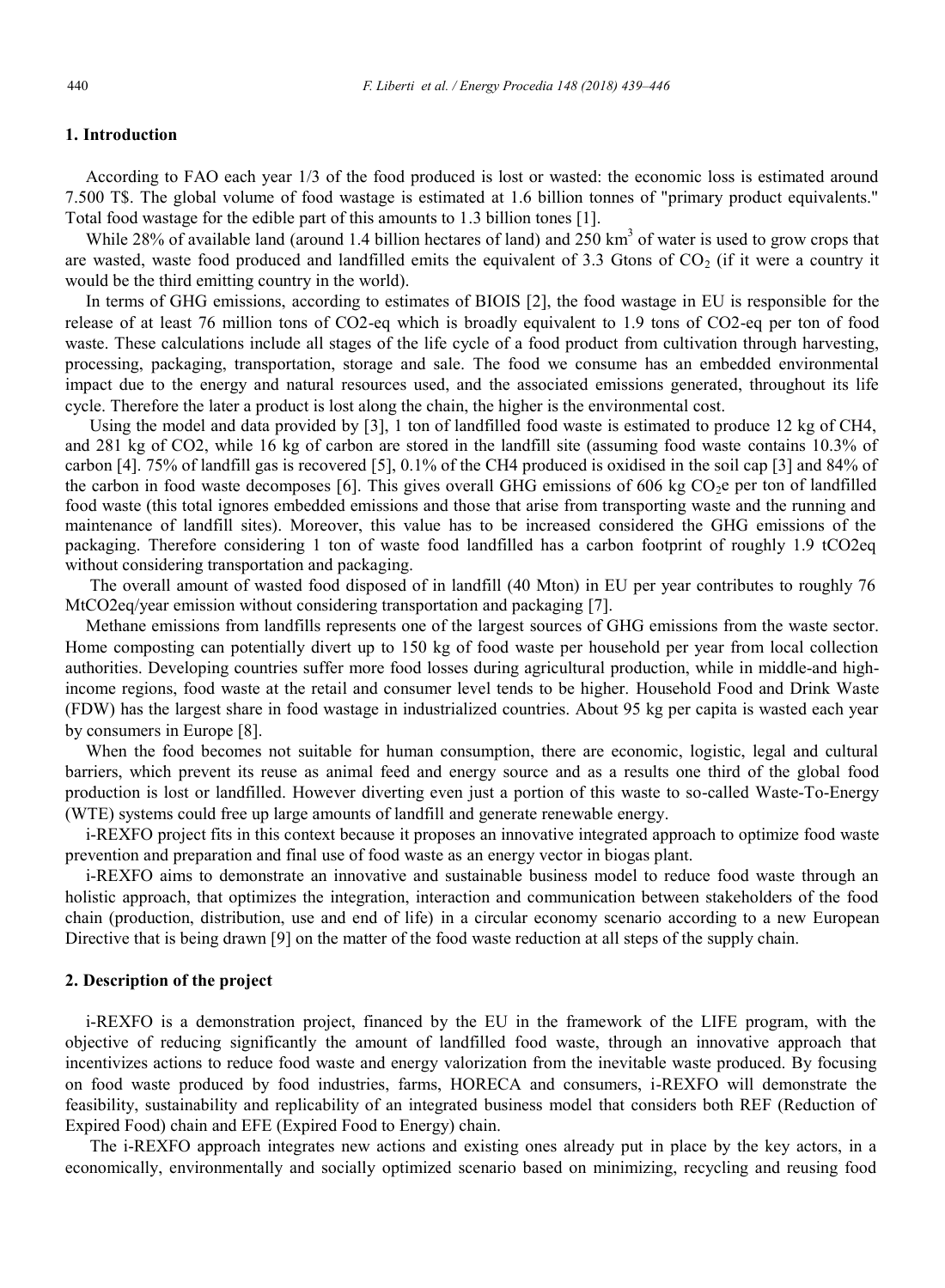## 1. Introduction

According to FAO each year 1/3 of the food produced is lost or wasted: the economic loss is estimated around 7.500 T$. The global volume of food wastage is estimated at 1.6 billion tonnes of "primary product equivalents." Total food wastage for the edible part of this amounts to 1.3 billion tones [1].

While 28% of available land (around 1.4 billion hectares of land) and 250 $km^3$ of water is used to grow crops that are wasted, waste food produced and landfilled emits the equivalent of 3.3 Gtons of $CO_2$ (if it were a country it would be the third emitting country in the world).

In terms of GHG emissions, according to estimates of BIOIS [2], the food wastage in EU is responsible for the release of at least 76 million tons of CO2-eq which is broadly equivalent to 1.9 tons of CO2-eq per ton of food waste. These calculations include all stages of the life cycle of a food product from cultivation through harvesting, processing, packaging, transportation, storage and sale. The food we consume has an embedded environmental impact due to the energy and natural resources used, and the associated emissions generated, throughout its life cycle. Therefore the later a product is lost along the chain, the higher is the environmental cost.

Using the model and data provided by [3], 1 ton of landfilled food waste is estimated to produce 12 kg of CH4, and 281 kg of CO2, while 16 kg of carbon are stored in the landfill site (assuming food waste contains 10.3% of carbon [4]. 75% of landfill gas is recovered [5], 0.1% of the CH4 produced is oxidised in the soil cap [3] and 84% of the carbon in food waste decomposes [6]. This gives overall GHG emissions of 606 kg $CO_2e$ per ton of landfilled food waste (this total ignores embedded emissions and those that arise from transporting waste and the running and maintenance of landfill sites). Moreover, this value has to be increased considered the GHG emissions of the packaging. Therefore considering 1 ton of waste food landfilled has a carbon footprint of roughly 1.9 tCO2eq without considering transportation and packaging.

The overall amount of wasted food disposed of in landfill (40 Mton) in EU per year contributes to roughly 76 MtCO2eq/year emission without considering transportation and packaging [7].

Methane emissions from landfills represents one of the largest sources of GHG emissions from the waste sector. Home composting can potentially divert up to 150 kg of food waste per household per year from local collection authorities. Developing countries suffer more food losses during agricultural production, while in middle-and high-income regions, food waste at the retail and consumer level tends to be higher. Household Food and Drink Waste (FDW) has the largest share in food wastage in industrialized countries. About 95 kg per capita is wasted each year by consumers in Europe [8].

When the food becomes not suitable for human consumption, there are economic, logistic, legal and cultural barriers, which prevent its reuse as animal feed and energy source and as a results one third of the global food production is lost or landfilled. However diverting even just a portion of this waste to so-called Waste-To-Energy (WTE) systems could free up large amounts of landfill and generate renewable energy.

i-REXFO project fits in this context because it proposes an innovative integrated approach to optimize food waste prevention and preparation and final use of food waste as an energy vector in biogas plant.

i-REXFO aims to demonstrate an innovative and sustainable business model to reduce food waste through an holistic approach, that optimizes the integration, interaction and communication between stakeholders of the food chain (production, distribution, use and end of life) in a circular economy scenario according to a new European Directive that is being drawn [9] on the matter of the food waste reduction at all steps of the supply chain.

## 2. Description of the project

i-REXFO is a demonstration project, financed by the EU in the framework of the LIFE program, with the objective of reducing significantly the amount of landfilled food waste, through an innovative approach that incentivizes actions to reduce food waste and energy valorization from the inevitable waste produced. By focusing on food waste produced by food industries, farms, HORECA and consumers, i-REXFO will demonstrate the feasibility, sustainability and replicability of an integrated business model that considers both REF (Reduction of Expired Food) chain and EFE (Expired Food to Energy) chain.

The i-REXFO approach integrates new actions and existing ones already put in place by the key actors, in a economically, environmentally and socially optimized scenario based on minimizing, recycling and reusing food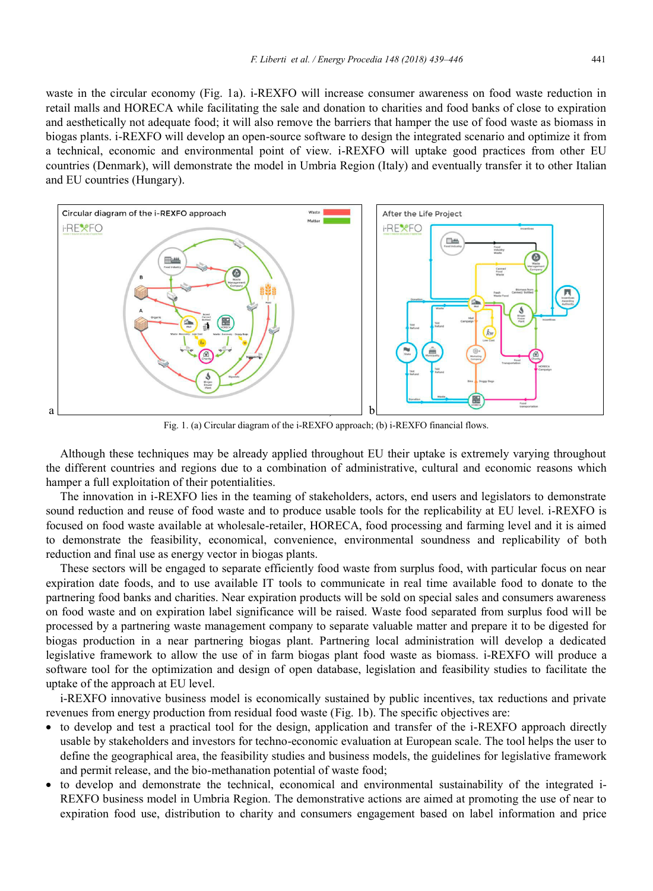waste in the circular economy (Fig. 1a). i-REXFO will increase consumer awareness on food waste reduction in retail malls and HORECA while facilitating the sale and donation to charities and food banks of close to expiration and aesthetically not adequate food; it will also remove the barriers that hamper the use of food waste as biomass in biogas plants. i-REXFO will develop an open-source software to design the integrated scenario and optimize it from a technical, economic and environmental point of view. i-REXFO will uptake good practices from other EU countries (Denmark), will demonstrate the model in Umbria Region (Italy) and eventually transfer it to other Italian and EU countries (Hungary).

Fig. 1. (a) Circular diagram of the i-REXFO approach; (b) i-REXFO financial flows.

Although these techniques may be already applied throughout EU their uptake is extremely varying throughout the different countries and regions due to a combination of administrative, cultural and economic reasons which hamper a full exploitation of their potentialities.

The innovation in i-REXFO lies in the teaming of stakeholders, actors, end users and legislators to demonstrate sound reduction and reuse of food waste and to produce usable tools for the replicability at EU level. i-REXFO is focused on food waste available at wholesale-retailer, HORECA, food processing and farming level and it is aimed to demonstrate the feasibility, economical, convenience, environmental soundness and replicability of both reduction and final use as energy vector in biogas plants.

These sectors will be engaged to separate efficiently food waste from surplus food, with particular focus on near expiration date foods, and to use available IT tools to communicate in real time available food to donate to the partnering food banks and charities. Near expiration products will be sold on special sales and consumers awareness on food waste and on expiration label significance will be raised. Waste food separated from surplus food will be processed by a partnering waste management company to separate valuable matter and prepare it to be digested for biogas production in a near partnering biogas plant. Partnering local administration will develop a dedicated legislative framework to allow the use of in farm biogas plant food waste as biomass. i-REXFO will produce a software tool for the optimization and design of open database, legislation and feasibility studies to facilitate the uptake of the approach at EU level.

i-REXFO innovative business model is economically sustained by public incentives, tax reductions and private revenues from energy production from residual food waste (Fig. 1b). The specific objectives are:

- to develop and test a practical tool for the design, application and transfer of the i-REXFO approach directly usable by stakeholders and investors for techno-economic evaluation at European scale. The tool helps the user to define the geographical area, the feasibility studies and business models, the guidelines for legislative framework and permit release, and the bio-methanation potential of waste food;
- to develop and demonstrate the technical, economical and environmental sustainability of the integrated i-REXFO business model in Umbria Region. The demonstrative actions are aimed at promoting the use of near to expiration food use, distribution to charity and consumers engagement based on label information and price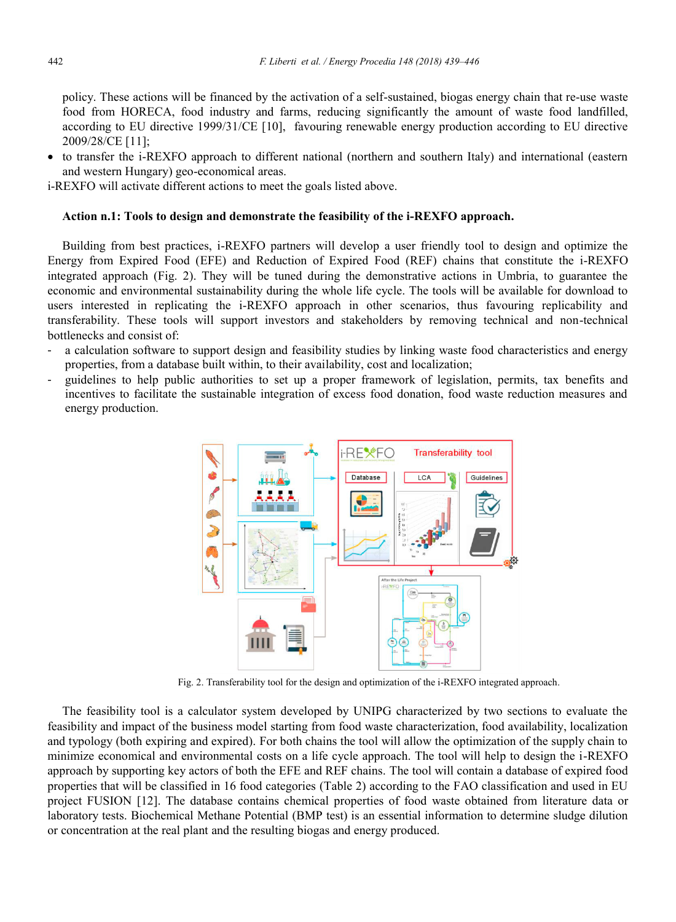policy. These actions will be financed by the activation of a self-sustained, biogas energy chain that re-use waste food from HORECA, food industry and farms, reducing significantly the amount of waste food landfilled, according to EU directive 1999/31/CE [10], favouring renewable energy production according to EU directive 2009/28/CE [11];

- to transfer the i-REXFO approach to different national (northern and southern Italy) and international (eastern and western Hungary) geo-economical areas.

i-REXFO will activate different actions to meet the goals listed above.

**Action n.1: Tools to design and demonstrate the feasibility of the i-REXFO approach.**

Building from best practices, i-REXFO partners will develop a user friendly tool to design and optimize the Energy from Expired Food (EFE) and Reduction of Expired Food (REF) chains that constitute the i-REXFO integrated approach (Fig. 2). They will be tuned during the demonstrative actions in Umbria, to guarantee the economic and environmental sustainability during the whole life cycle. The tools will be available for download to users interested in replicating the i-REXFO approach in other scenarios, thus favouring replicability and transferability. These tools will support investors and stakeholders by removing technical and non-technical bottlenecks and consist of:

- a calculation software to support design and feasibility studies by linking waste food characteristics and energy properties, from a database built within, to their availability, cost and localization;
- guidelines to help public authorities to set up a proper framework of legislation, permits, tax benefits and incentives to facilitate the sustainable integration of excess food donation, food waste reduction measures and energy production.

i-REXFO

Transferability tool

Database

LCA

Guidelines

After the Life Project

Fig. 2. Transferability tool for the design and optimization of the i-REXFO integrated approach.

The feasibility tool is a calculator system developed by UNIPG characterized by two sections to evaluate the feasibility and impact of the business model starting from food waste characterization, food availability, localization and typology (both expiring and expired). For both chains the tool will allow the optimization of the supply chain to minimize economical and environmental costs on a life cycle approach. The tool will help to design the i-REXFO approach by supporting key actors of both the EFE and REF chains. The tool will contain a database of expired food properties that will be classified in 16 food categories (Table 2) according to the FAO classification and used in EU project FUSION [12]. The database contains chemical properties of food waste obtained from literature data or laboratory tests. Biochemical Methane Potential (BMP test) is an essential information to determine sludge dilution or concentration at the real plant and the resulting biogas and energy produced.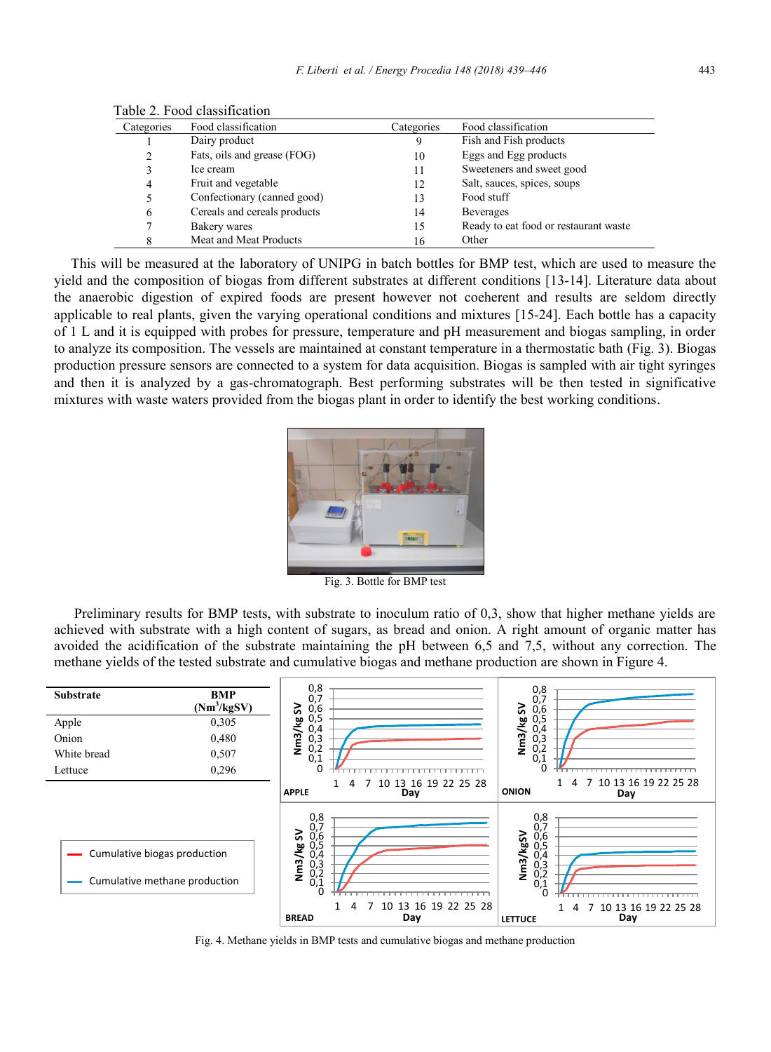Table 2. Food classification

| Categories | Food classification | Categories | Food classification |
|---|---|---|---|
| 1 | Dairy product | 9 | Fish and Fish products |
| 2 | Fats, oils and grease (FOG) | 10 | Eggs and Egg products |
| 3 | Ice cream | 11 | Sweeteners and sweet good |
| 4 | Fruit and vegetable | 12 | Salt, sauces, spices, soups |
| 5 | Confectionary (canned good) | 13 | Food stuff |
| 6 | Cereals and cereals products | 14 | Beverages |
| 7 | Bakery wares | 15 | Ready to eat food or restaurant waste |
| 8 | Meat and Meat Products | 16 | Other |

This will be measured at the laboratory of UNIPG in batch bottles for BMP test, which are used to measure the yield and the composition of biogas from different substrates at different conditions [13-14]. Literature data about the anaerobic digestion of expired foods are present however not coeherent and results are seldom directly applicable to real plants, given the varying operational conditions and mixtures [15-24]. Each bottle has a capacity of 1 L and it is equipped with probes for pressure, temperature and pH measurement and biogas sampling, in order to analyze its composition. The vessels are maintained at constant temperature in a thermostatic bath (Fig. 3). Biogas production pressure sensors are connected to a system for data acquisition. Biogas is sampled with air tight syringes and then it is analyzed by a gas-chromatograph. Best performing substrates will be then tested in significative mixtures with waste waters provided from the biogas plant in order to identify the best working conditions.

Fig. 3. Bottle for BMP test

Preliminary results for BMP tests, with substrate to inoculum ratio of 0,3, show that higher methane yields are achieved with substrate with a high content of sugars, as bread and onion. A right amount of organic matter has avoided the acidification of the substrate maintaining the pH between 6,5 and 7,5, without any correction. The methane yields of the tested substrate and cumulative biogas and methane production are shown in Figure 4.

| Substrate | BMP ($Nm^3$/kgSV) |
|---|---|
| Apple | 0,305 |
| Onion | 0,480 |
| White bread | 0,507 |
| Lettuce | 0,296 |

Fig. 4. Methane yields in BMP tests and cumulative biogas and methane production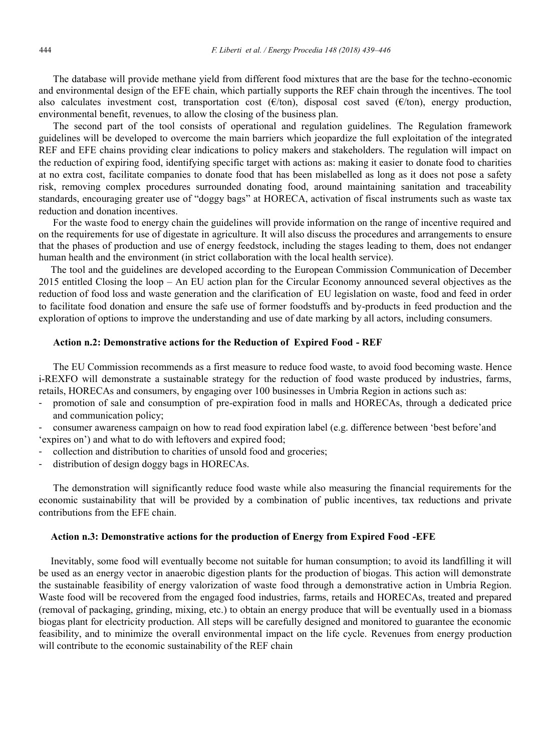The database will provide methane yield from different food mixtures that are the base for the techno-economic and environmental design of the EFE chain, which partially supports the REF chain through the incentives. The tool also calculates investment cost, transportation cost (€/ton), disposal cost saved (€/ton), energy production, environmental benefit, revenues, to allow the closing of the business plan.

The second part of the tool consists of operational and regulation guidelines. The Regulation framework guidelines will be developed to overcome the main barriers which jeopardize the full exploitation of the integrated REF and EFE chains providing clear indications to policy makers and stakeholders. The regulation will impact on the reduction of expiring food, identifying specific target with actions as: making it easier to donate food to charities at no extra cost, facilitate companies to donate food that has been mislabelled as long as it does not pose a safety risk, removing complex procedures surrounded donating food, around maintaining sanitation and traceability standards, encouraging greater use of "doggy bags" at HORECA, activation of fiscal instruments such as waste tax reduction and donation incentives.

For the waste food to energy chain the guidelines will provide information on the range of incentive required and on the requirements for use of digestate in agriculture. It will also discuss the procedures and arrangements to ensure that the phases of production and use of energy feedstock, including the stages leading to them, does not endanger human health and the environment (in strict collaboration with the local health service).

The tool and the guidelines are developed according to the European Commission Communication of December 2015 entitled Closing the loop – An EU action plan for the Circular Economy announced several objectives as the reduction of food loss and waste generation and the clarification of EU legislation on waste, food and feed in order to facilitate food donation and ensure the safe use of former foodstuffs and by-products in feed production and the exploration of options to improve the understanding and use of date marking by all actors, including consumers.

**Action n.2: Demonstrative actions for the Reduction of Expired Food - REF**

The EU Commission recommends as a first measure to reduce food waste, to avoid food becoming waste. Hence i-REXFO will demonstrate a sustainable strategy for the reduction of food waste produced by industries, farms, retails, HORECAs and consumers, by engaging over 100 businesses in Umbria Region in actions such as:

- promotion of sale and consumption of pre-expiration food in malls and HORECAs, through a dedicated price and communication policy;
- consumer awareness campaign on how to read food expiration label (e.g. difference between 'best before'and 'expires on') and what to do with leftovers and expired food;
- collection and distribution to charities of unsold food and groceries;
- distribution of design doggy bags in HORECAs.

The demonstration will significantly reduce food waste while also measuring the financial requirements for the economic sustainability that will be provided by a combination of public incentives, tax reductions and private contributions from the EFE chain.

**Action n.3: Demonstrative actions for the production of Energy from Expired Food -EFE**

Inevitably, some food will eventually become not suitable for human consumption; to avoid its landfilling it will be used as an energy vector in anaerobic digestion plants for the production of biogas. This action will demonstrate the sustainable feasibility of energy valorization of waste food through a demonstrative action in Umbria Region. Waste food will be recovered from the engaged food industries, farms, retails and HORECAs, treated and prepared (removal of packaging, grinding, mixing, etc.) to obtain an energy produce that will be eventually used in a biomass biogas plant for electricity production. All steps will be carefully designed and monitored to guarantee the economic feasibility, and to minimize the overall environmental impact on the life cycle. Revenues from energy production will contribute to the economic sustainability of the REF chain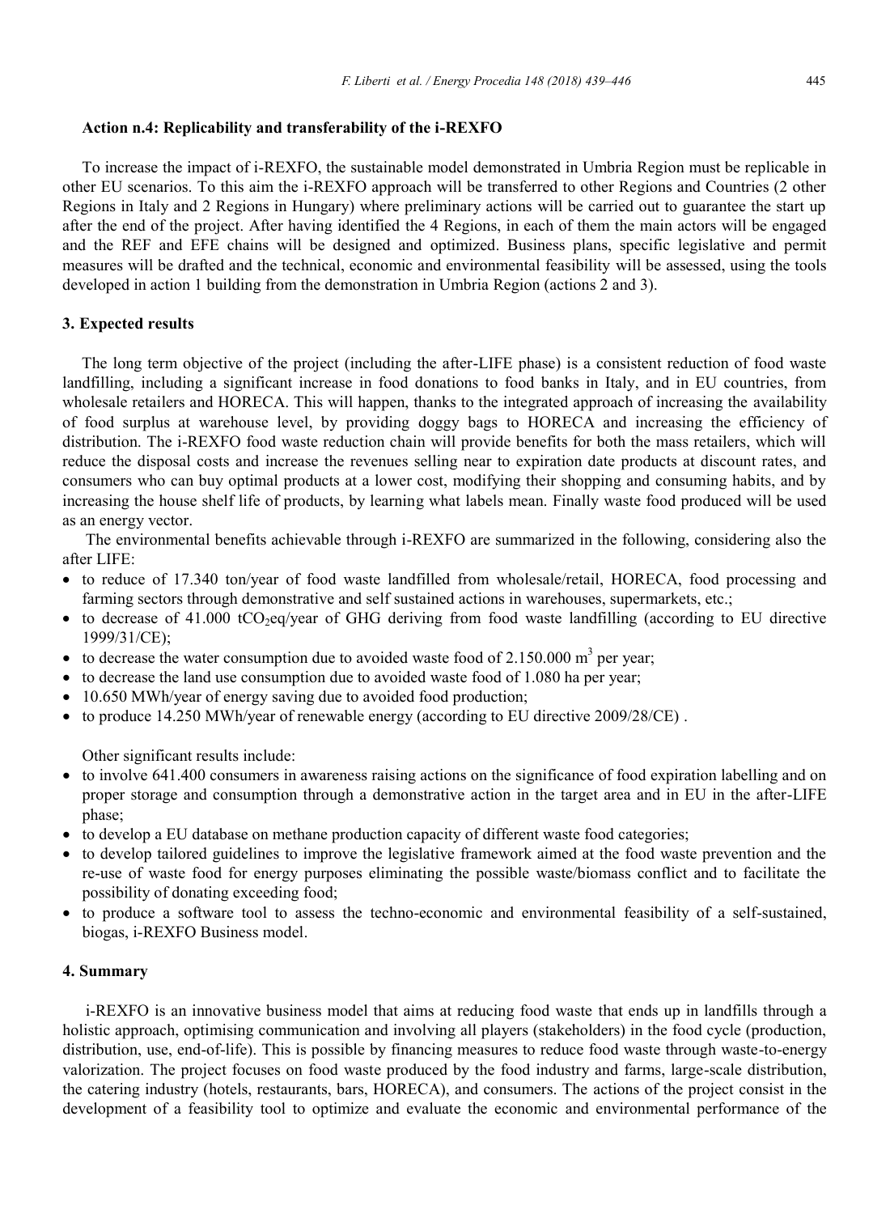#### Action n.4: Replicability and transferability of the i-REXFO

To increase the impact of i-REXFO, the sustainable model demonstrated in Umbria Region must be replicable in other EU scenarios. To this aim the i-REXFO approach will be transferred to other Regions and Countries (2 other Regions in Italy and 2 Regions in Hungary) where preliminary actions will be carried out to guarantee the start up after the end of the project. After having identified the 4 Regions, in each of them the main actors will be engaged and the REF and EFE chains will be designed and optimized. Business plans, specific legislative and permit measures will be drafted and the technical, economic and environmental feasibility will be assessed, using the tools developed in action 1 building from the demonstration in Umbria Region (actions 2 and 3).

## 3. Expected results

The long term objective of the project (including the after-LIFE phase) is a consistent reduction of food waste landfilling, including a significant increase in food donations to food banks in Italy, and in EU countries, from wholesale retailers and HORECA. This will happen, thanks to the integrated approach of increasing the availability of food surplus at warehouse level, by providing doggy bags to HORECA and increasing the efficiency of distribution. The i-REXFO food waste reduction chain will provide benefits for both the mass retailers, which will reduce the disposal costs and increase the revenues selling near to expiration date products at discount rates, and consumers who can buy optimal products at a lower cost, modifying their shopping and consuming habits, and by increasing the house shelf life of products, by learning what labels mean. Finally waste food produced will be used as an energy vector.

The environmental benefits achievable through i-REXFO are summarized in the following, considering also the after LIFE:

- to reduce of 17.340 ton/year of food waste landfilled from wholesale/retail, HORECA, food processing and farming sectors through demonstrative and self sustained actions in warehouses, supermarkets, etc.;
- to decrease of 41.000 $tCO_2eq$/year of GHG deriving from food waste landfilling (according to EU directive 1999/31/CE);
- to decrease the water consumption due to avoided waste food of 2.150.000 $m^3$ per year;
- to decrease the land use consumption due to avoided waste food of 1.080 ha per year;
- 10.650 MWh/year of energy saving due to avoided food production;
- to produce 14.250 MWh/year of renewable energy (according to EU directive 2009/28/CE) .

Other significant results include:

- to involve 641.400 consumers in awareness raising actions on the significance of food expiration labelling and on proper storage and consumption through a demonstrative action in the target area and in EU in the after-LIFE phase;
- to develop a EU database on methane production capacity of different waste food categories;
- to develop tailored guidelines to improve the legislative framework aimed at the food waste prevention and the re-use of waste food for energy purposes eliminating the possible waste/biomass conflict and to facilitate the possibility of donating exceeding food;
- to produce a software tool to assess the techno-economic and environmental feasibility of a self-sustained, biogas, i-REXFO Business model.

## 4. Summary

i-REXFO is an innovative business model that aims at reducing food waste that ends up in landfills through a holistic approach, optimising communication and involving all players (stakeholders) in the food cycle (production, distribution, use, end-of-life). This is possible by financing measures to reduce food waste through waste-to-energy valorization. The project focuses on food waste produced by the food industry and farms, large-scale distribution, the catering industry (hotels, restaurants, bars, HORECA), and consumers. The actions of the project consist in the development of a feasibility tool to optimize and evaluate the economic and environmental performance of the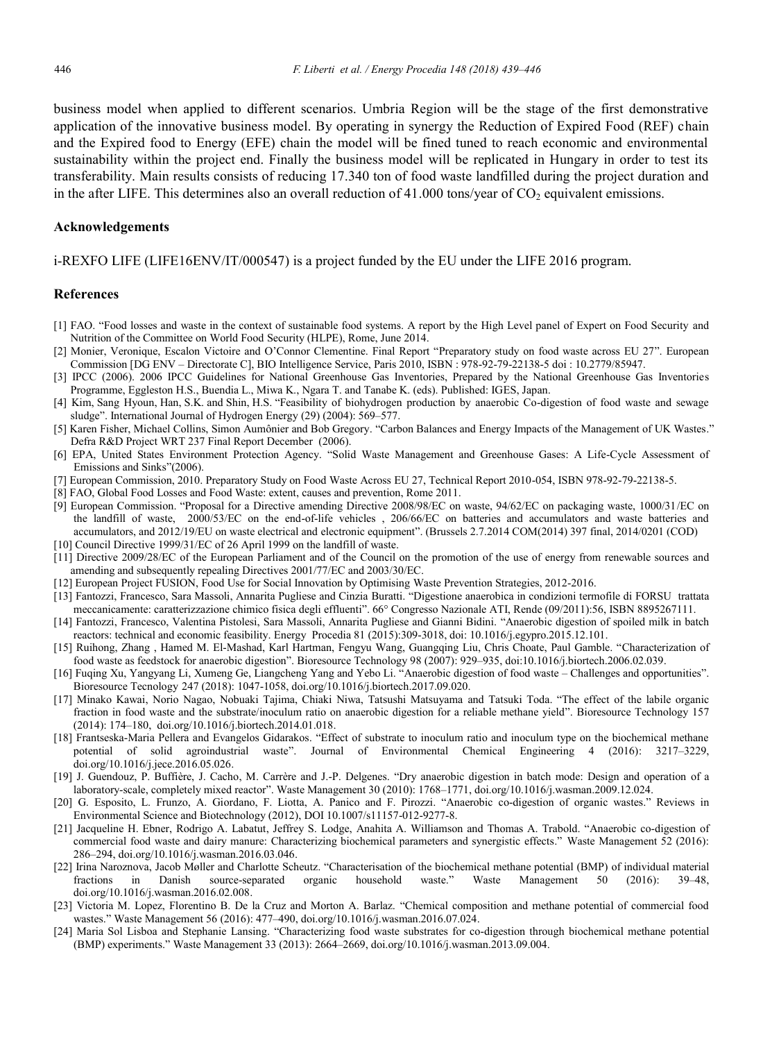business model when applied to different scenarios. Umbria Region will be the stage of the first demonstrative application of the innovative business model. By operating in synergy the Reduction of Expired Food (REF) chain and the Expired food to Energy (EFE) chain the model will be fined tuned to reach economic and environmental sustainability within the project end. Finally the business model will be replicated in Hungary in order to test its transferability. Main results consists of reducing 17.340 ton of food waste landfilled during the project duration and in the after LIFE. This determines also an overall reduction of 41.000 tons/year of $CO_2$ equivalent emissions.

## Acknowledgements

i-REXFO LIFE (LIFE16ENV/IT/000547) is a project funded by the EU under the LIFE 2016 program.

## References

[1] FAO. "Food losses and waste in the context of sustainable food systems. A report by the High Level panel of Expert on Food Security and Nutrition of the Committee on World Food Security (HLPE), Rome, June 2014.

[2] Monier, Veronique, Escalon Victoire and O'Connor Clementine. Final Report "Preparatory study on food waste across EU 27". European Commission [DG ENV – Directorate C], BIO Intelligence Service, Paris 2010, ISBN : 978-92-79-22138-5 doi : 10.2779/85947.

[3] IPCC (2006). 2006 IPCC Guidelines for National Greenhouse Gas Inventories, Prepared by the National Greenhouse Gas Inventories Programme, Eggleston H.S., Buendia L., Miwa K., Ngara T. and Tanabe K. (eds). Published: IGES, Japan.

[4] Kim, Sang Hyoun, Han, S.K. and Shin, H.S. "Feasibility of biohydrogen production by anaerobic Co-digestion of food waste and sewage sludge". International Journal of Hydrogen Energy (29) (2004): 569–577.

[5] Karen Fisher, Michael Collins, Simon Aumônier and Bob Gregory. "Carbon Balances and Energy Impacts of the Management of UK Wastes." Defra R&D Project WRT 237 Final Report December (2006).

[6] EPA, United States Environment Protection Agency. "Solid Waste Management and Greenhouse Gases: A Life-Cycle Assessment of Emissions and Sinks"(2006).

[7] European Commission, 2010. Preparatory Study on Food Waste Across EU 27, Technical Report 2010-054, ISBN 978-92-79-22138-5.

[8] FAO, Global Food Losses and Food Waste: extent, causes and prevention, Rome 2011.

[9] European Commission. "Proposal for a Directive amending Directive 2008/98/EC on waste, 94/62/EC on packaging waste, 1000/31/EC on the landfill of waste, 2000/53/EC on the end-of-life vehicles , 206/66/EC on batteries and accumulators and waste batteries and accumulators, and 2012/19/EU on waste electrical and electronic equipment". (Brussels 2.7.2014 COM(2014) 397 final, 2014/0201 (COD)

[10] Council Directive 1999/31/EC of 26 April 1999 on the landfill of waste.

[11] Directive 2009/28/EC of the European Parliament and of the Council on the promotion of the use of energy from renewable sources and amending and subsequently repealing Directives 2001/77/EC and 2003/30/EC.

[12] European Project FUSION, Food Use for Social Innovation by Optimising Waste Prevention Strategies, 2012-2016.

[13] Fantozzi, Francesco, Sara Massoli, Annarita Pugliese and Cinzia Buratti. "Digestione anaerobica in condizioni termofile di FORSU trattata meccanicamente: caratterizzazione chimico fisica degli effluenti". 66° Congresso Nazionale ATI, Rende (09/2011):56, ISBN 8895267111.

[14] Fantozzi, Francesco, Valentina Pistolesi, Sara Massoli, Annarita Pugliese and Gianni Bidini. "Anaerobic digestion of spoiled milk in batch reactors: technical and economic feasibility. Energy Procedia 81 (2015):309-3018, doi: 10.1016/j.egypro.2015.12.101.

[15] Ruihong, Zhang , Hamed M. El-Mashad, Karl Hartman, Fengyu Wang, Guangqing Liu, Chris Choate, Paul Gamble. "Characterization of food waste as feedstock for anaerobic digestion". Bioresource Technology 98 (2007): 929–935, doi:10.1016/j.biortech.2006.02.039.

[16] Fuqing Xu, Yangyang Li, Xumeng Ge, Liangcheng Yang and Yebo Li. "Anaerobic digestion of food waste – Challenges and opportunities". Bioresource Tecnology 247 (2018): 1047-1058, doi.org/10.1016/j.biortech.2017.09.020.

[17] Minako Kawai, Norio Nagao, Nobuaki Tajima, Chiaki Niwa, Tatsushi Matsuyama and Tatsuki Toda. "The effect of the labile organic fraction in food waste and the substrate/inoculum ratio on anaerobic digestion for a reliable methane yield". Bioresource Technology 157 (2014): 174–180, doi.org/10.1016/j.biortech.2014.01.018.

[18] Frantseska-Maria Pellera and Evangelos Gidarakos. "Effect of substrate to inoculum ratio and inoculum type on the biochemical methane potential of solid agroindustrial waste". Journal of Environmental Chemical Engineering 4 (2016): 3217–3229, doi.org/10.1016/j.jece.2016.05.026.

[19] J. Guendouz, P. Buffière, J. Cacho, M. Carrère and J.-P. Delgenes. "Dry anaerobic digestion in batch mode: Design and operation of a laboratory-scale, completely mixed reactor". Waste Management 30 (2010): 1768–1771, doi.org/10.1016/j.wasman.2009.12.024.

[20] G. Esposito, L. Frunzo, A. Giordano, F. Liotta, A. Panico and F. Pirozzi. "Anaerobic co-digestion of organic wastes." Reviews in Environmental Science and Biotechnology (2012), DOI 10.1007/s11157-012-9277-8.

[21] Jacqueline H. Ebner, Rodrigo A. Labatut, Jeffrey S. Lodge, Anahita A. Williamson and Thomas A. Trabold. "Anaerobic co-digestion of commercial food waste and dairy manure: Characterizing biochemical parameters and synergistic effects." Waste Management 52 (2016): 286–294, doi.org/10.1016/j.wasman.2016.03.046.

[22] Irina Naroznova, Jacob Møller and Charlotte Scheutz. "Characterisation of the biochemical methane potential (BMP) of individual material fractions in Danish source-separated organic household waste." Waste Management 50 (2016): 39–48, doi.org/10.1016/j.wasman.2016.02.008.

[23] Victoria M. Lopez, Florentino B. De la Cruz and Morton A. Barlaz. "Chemical composition and methane potential of commercial food wastes." Waste Management 56 (2016): 477–490, doi.org/10.1016/j.wasman.2016.07.024.

[24] Maria Sol Lisboa and Stephanie Lansing. "Characterizing food waste substrates for co-digestion through biochemical methane potential (BMP) experiments." Waste Management 33 (2013): 2664–2669, doi.org/10.1016/j.wasman.2013.09.004.